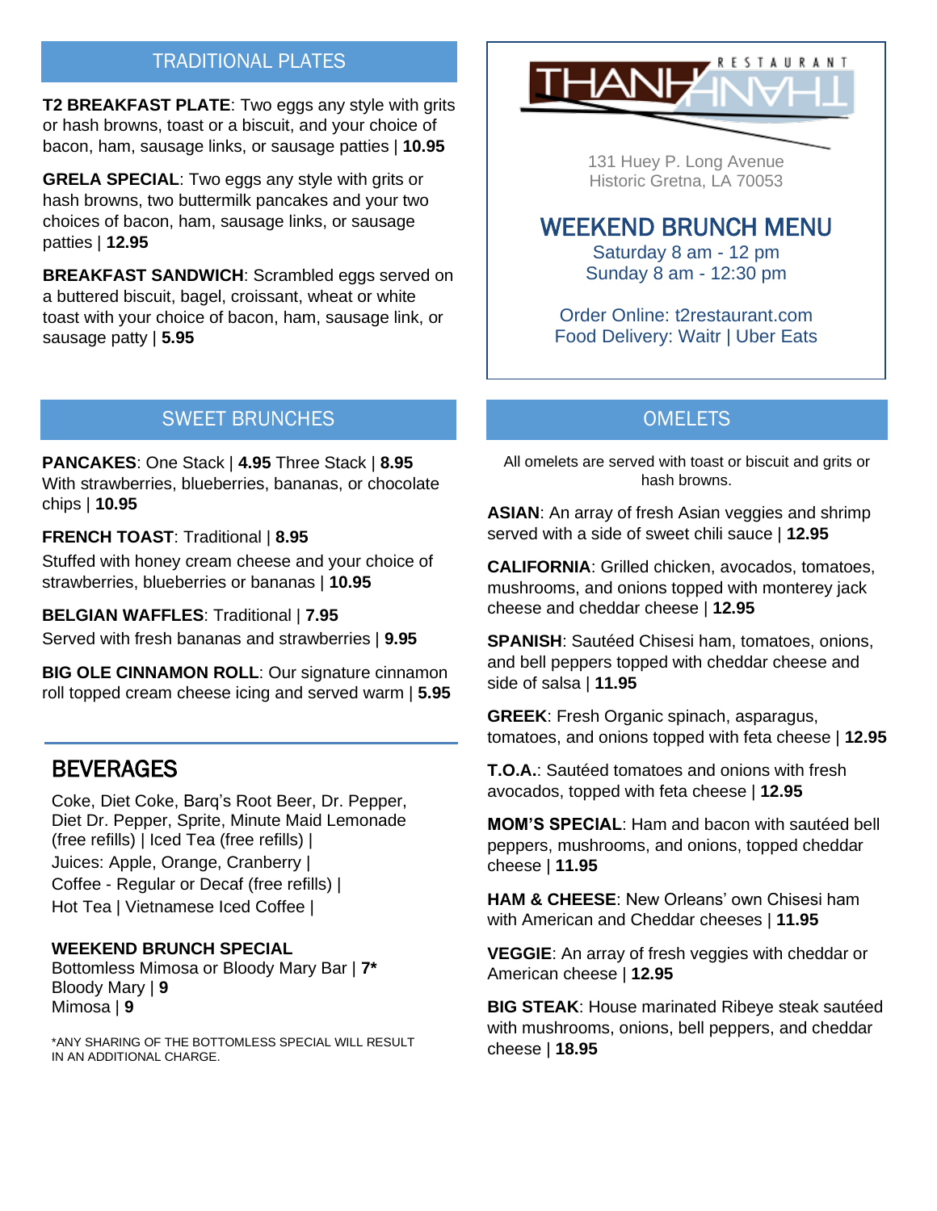THANH THANH RESTAURANT

131 Huey P. Long Avenue
Historic Gretna, LA 70053

# WEEKEND BRUNCH MENU

Saturday 8 am - 12 pm
Sunday 8 am - 12:30 pm

Order Online: t2restaurant.com
Food Delivery: Waitr | Uber Eats

## TRADITIONAL PLATES

**T2 BREAKFAST PLATE**: Two eggs any style with grits or hash browns, toast or a biscuit, and your choice of bacon, ham, sausage links, or sausage patties | **10.95**

**GRELA SPECIAL**: Two eggs any style with grits or hash browns, two buttermilk pancakes and your two choices of bacon, ham, sausage links, or sausage patties | **12.95**

**BREAKFAST SANDWICH**: Scrambled eggs served on a buttered biscuit, bagel, croissant, wheat or white toast with your choice of bacon, ham, sausage link, or sausage patty | **5.95**

## SWEET BRUNCHES

**PANCAKES**: One Stack | **4.95** Three Stack | **8.95**
With strawberries, blueberries, bananas, or chocolate chips | **10.95**

**FRENCH TOAST**: Traditional | **8.95**
Stuffed with honey cream cheese and your choice of strawberries, blueberries or bananas | **10.95**

**BELGIAN WAFFLES**: Traditional | **7.95**
Served with fresh bananas and strawberries | **9.95**

**BIG OLE CINNAMON ROLL**: Our signature cinnamon roll topped cream cheese icing and served warm | **5.95**

## BEVERAGES

Coke, Diet Coke, Barq's Root Beer, Dr. Pepper, Diet Dr. Pepper, Sprite, Minute Maid Lemonade (free refills) | Iced Tea (free refills) |
Juices: Apple, Orange, Cranberry |
Coffee - Regular or Decaf (free refills) |
Hot Tea | Vietnamese Iced Coffee |

**WEEKEND BRUNCH SPECIAL**
Bottomless Mimosa or Bloody Mary Bar | **7***
Bloody Mary | **9**
Mimosa | **9**

*ANY SHARING OF THE BOTTOMLESS SPECIAL WILL RESULT IN AN ADDITIONAL CHARGE.

## OMELETS

All omelets are served with toast or biscuit and grits or hash browns.

**ASIAN**: An array of fresh Asian veggies and shrimp served with a side of sweet chili sauce | **12.95**

**CALIFORNIA**: Grilled chicken, avocados, tomatoes, mushrooms, and onions topped with monterey jack cheese and cheddar cheese | **12.95**

**SPANISH**: Sautéed Chisesi ham, tomatoes, onions, and bell peppers topped with cheddar cheese and side of salsa | **11.95**

**GREEK**: Fresh Organic spinach, asparagus, tomatoes, and onions topped with feta cheese | **12.95**

**T.O.A.**: Sautéed tomatoes and onions with fresh avocados, topped with feta cheese | **12.95**

**MOM'S SPECIAL**: Ham and bacon with sautéed bell peppers, mushrooms, and onions, topped cheddar cheese | **11.95**

**HAM & CHEESE**: New Orleans' own Chisesi ham with American and Cheddar cheeses | **11.95**

**VEGGIE**: An array of fresh veggies with cheddar or American cheese | **12.95**

**BIG STEAK**: House marinated Ribeye steak sautéed with mushrooms, onions, bell peppers, and cheddar cheese | **18.95**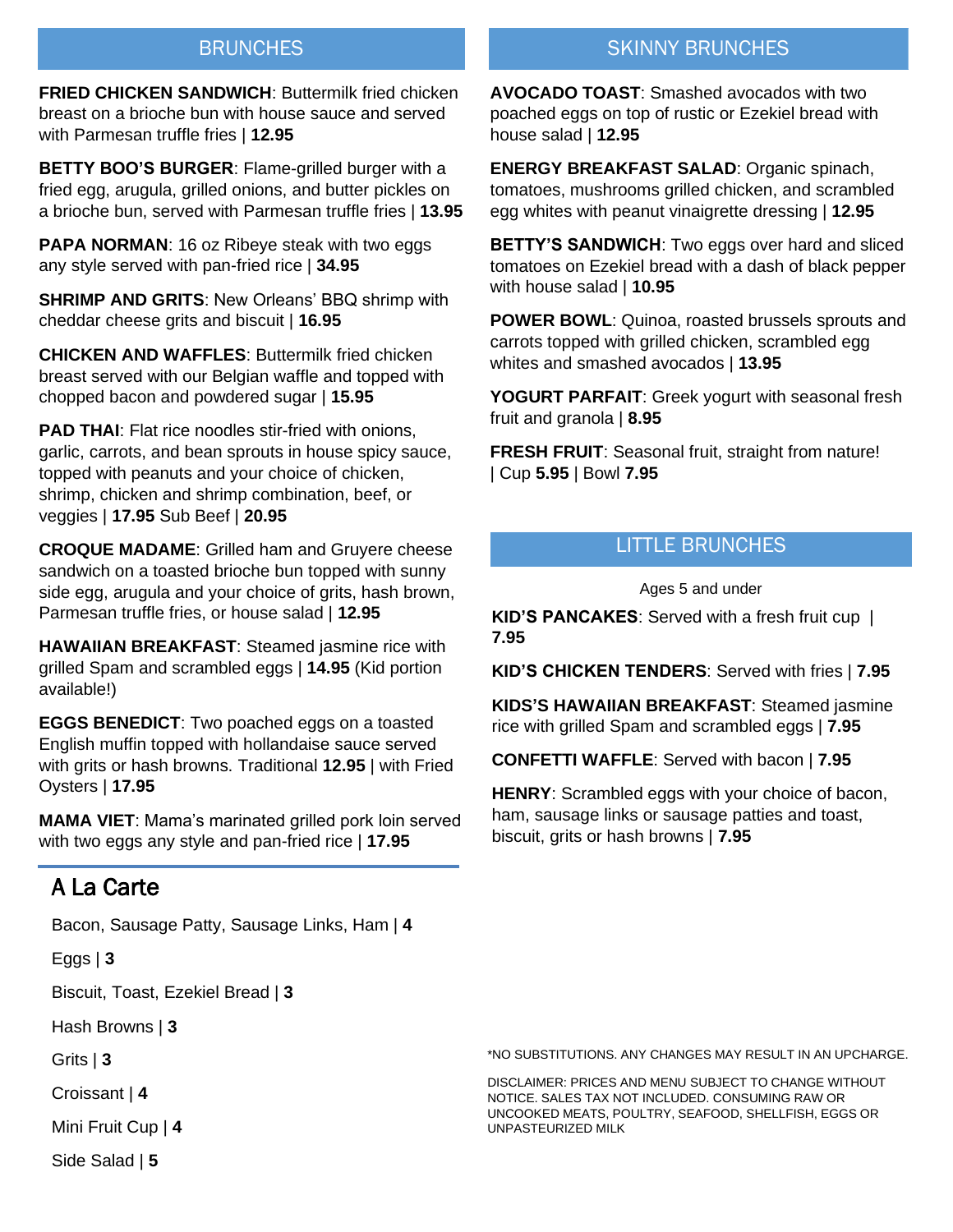## BRUNCHES

**FRIED CHICKEN SANDWICH**: Buttermilk fried chicken breast on a brioche bun with house sauce and served with Parmesan truffle fries | **12.95**

**BETTY BOO'S BURGER**: Flame-grilled burger with a fried egg, arugula, grilled onions, and butter pickles on a brioche bun, served with Parmesan truffle fries | **13.95**

**PAPA NORMAN**: 16 oz Ribeye steak with two eggs any style served with pan-fried rice | **34.95**

**SHRIMP AND GRITS**: New Orleans' BBQ shrimp with cheddar cheese grits and biscuit | **16.95**

**CHICKEN AND WAFFLES**: Buttermilk fried chicken breast served with our Belgian waffle and topped with chopped bacon and powdered sugar | **15.95**

**PAD THAI**: Flat rice noodles stir-fried with onions, garlic, carrots, and bean sprouts in house spicy sauce, topped with peanuts and your choice of chicken, shrimp, chicken and shrimp combination, beef, or veggies | **17.95** Sub Beef | **20.95**

**CROQUE MADAME**: Grilled ham and Gruyere cheese sandwich on a toasted brioche bun topped with sunny side egg, arugula and your choice of grits, hash brown, Parmesan truffle fries, or house salad | **12.95**

**HAWAIIAN BREAKFAST**: Steamed jasmine rice with grilled Spam and scrambled eggs | **14.95** (Kid portion available!)

**EGGS BENEDICT**: Two poached eggs on a toasted English muffin topped with hollandaise sauce served with grits or hash browns. Traditional **12.95** | with Fried Oysters | **17.95**

**MAMA VIET**: Mama's marinated grilled pork loin served with two eggs any style and pan-fried rice | **17.95**

## A La Carte

Bacon, Sausage Patty, Sausage Links, Ham | **4**

Eggs | **3**

Biscuit, Toast, Ezekiel Bread | **3**

Hash Browns | **3**

Grits | **3**

Croissant | **4**

Mini Fruit Cup | **4**

Side Salad | **5**

## SKINNY BRUNCHES

**AVOCADO TOAST**: Smashed avocados with two poached eggs on top of rustic or Ezekiel bread with house salad | **12.95**

**ENERGY BREAKFAST SALAD**: Organic spinach, tomatoes, mushrooms grilled chicken, and scrambled egg whites with peanut vinaigrette dressing | **12.95**

**BETTY'S SANDWICH**: Two eggs over hard and sliced tomatoes on Ezekiel bread with a dash of black pepper with house salad | **10.95**

**POWER BOWL**: Quinoa, roasted brussels sprouts and carrots topped with grilled chicken, scrambled egg whites and smashed avocados | **13.95**

**YOGURT PARFAIT**: Greek yogurt with seasonal fresh fruit and granola | **8.95**

**FRESH FRUIT**: Seasonal fruit, straight from nature! | Cup **5.95** | Bowl **7.95**

## LITTLE BRUNCHES

Ages 5 and under

**KID'S PANCAKES**: Served with a fresh fruit cup | **7.95**

**KID'S CHICKEN TENDERS**: Served with fries | **7.95**

**KIDS'S HAWAIIAN BREAKFAST**: Steamed jasmine rice with grilled Spam and scrambled eggs | **7.95**

**CONFETTI WAFFLE**: Served with bacon | **7.95**

**HENRY**: Scrambled eggs with your choice of bacon, ham, sausage links or sausage patties and toast, biscuit, grits or hash browns | **7.95**

*NO SUBSTITUTIONS. ANY CHANGES MAY RESULT IN AN UPCHARGE.

DISCLAIMER: PRICES AND MENU SUBJECT TO CHANGE WITHOUT NOTICE. SALES TAX NOT INCLUDED. CONSUMING RAW OR UNCOOKED MEATS, POULTRY, SEAFOOD, SHELLFISH, EGGS OR UNPASTEURIZED MILK